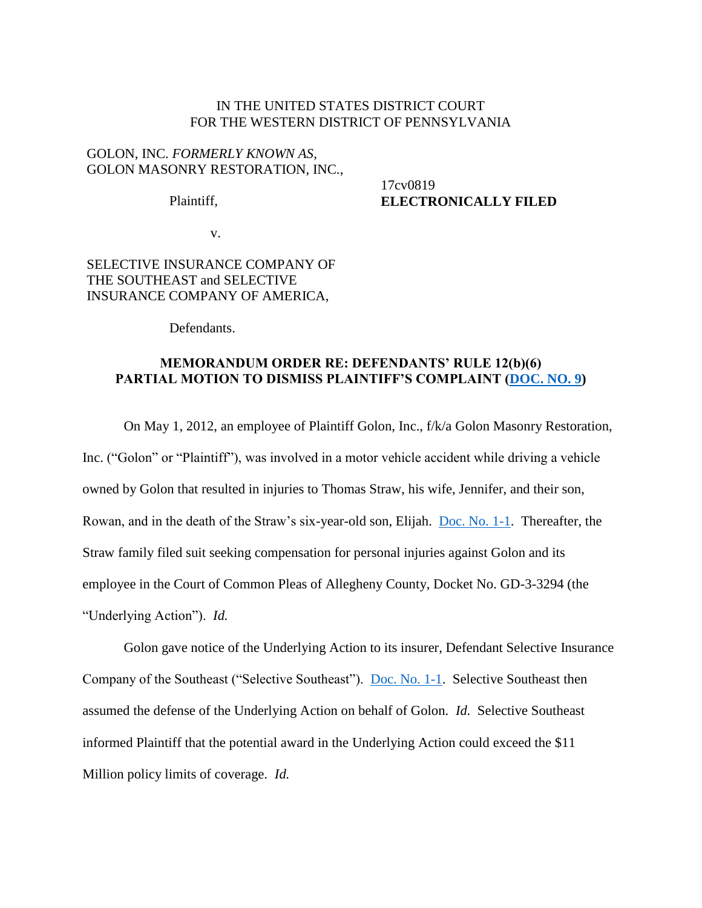IN THE UNITED STATES DISTRICT COURT
FOR THE WESTERN DISTRICT OF PENNSYLVANIA

GOLON, INC. *FORMERLY KNOWN AS*,
GOLON MASONRY RESTORATION, INC.,

Plaintiff,

v.

SELECTIVE INSURANCE COMPANY OF THE SOUTHEAST and SELECTIVE INSURANCE COMPANY OF AMERICA,

Defendants.

17cv0819
**ELECTRONICALLY FILED**

**MEMORANDUM ORDER RE: DEFENDANTS' RULE 12(b)(6) PARTIAL MOTION TO DISMISS PLAINTIFF'S COMPLAINT (DOC. NO. 9)**

On May 1, 2012, an employee of Plaintiff Golon, Inc., f/k/a Golon Masonry Restoration, Inc. ("Golon" or "Plaintiff"), was involved in a motor vehicle accident while driving a vehicle owned by Golon that resulted in injuries to Thomas Straw, his wife, Jennifer, and their son, Rowan, and in the death of the Straw's six-year-old son, Elijah. Doc. No. 1-1. Thereafter, the Straw family filed suit seeking compensation for personal injuries against Golon and its employee in the Court of Common Pleas of Allegheny County, Docket No. GD-3-3294 (the "Underlying Action"). *Id.*

Golon gave notice of the Underlying Action to its insurer, Defendant Selective Insurance Company of the Southeast ("Selective Southeast"). Doc. No. 1-1. Selective Southeast then assumed the defense of the Underlying Action on behalf of Golon. *Id.* Selective Southeast informed Plaintiff that the potential award in the Underlying Action could exceed the $11 Million policy limits of coverage. *Id.*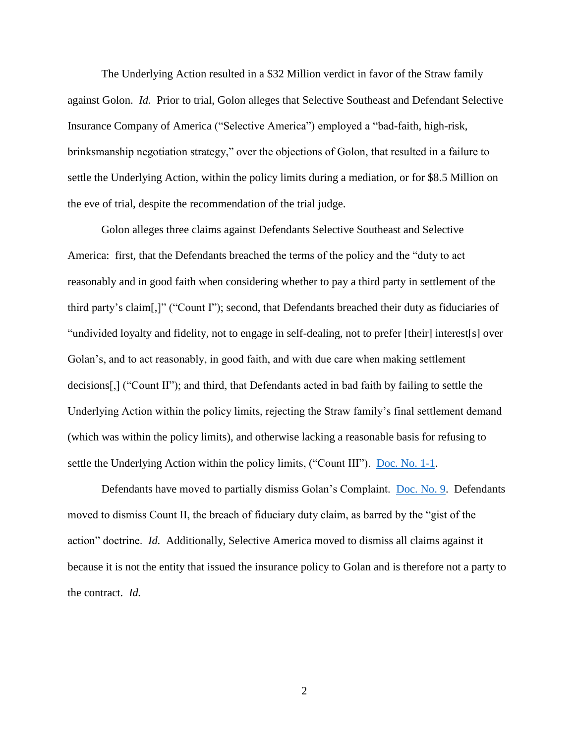The Underlying Action resulted in a $32 Million verdict in favor of the Straw family against Golon. *Id.* Prior to trial, Golon alleges that Selective Southeast and Defendant Selective Insurance Company of America ("Selective America") employed a "bad-faith, high-risk, brinksmanship negotiation strategy," over the objections of Golon, that resulted in a failure to settle the Underlying Action, within the policy limits during a mediation, or for $8.5 Million on the eve of trial, despite the recommendation of the trial judge.

Golon alleges three claims against Defendants Selective Southeast and Selective America: first, that the Defendants breached the terms of the policy and the "duty to act reasonably and in good faith when considering whether to pay a third party in settlement of the third party's claim[,]" ("Count I"); second, that Defendants breached their duty as fiduciaries of "undivided loyalty and fidelity, not to engage in self-dealing, not to prefer [their] interest[s] over Golan's, and to act reasonably, in good faith, and with due care when making settlement decisions[,] ("Count II"); and third, that Defendants acted in bad faith by failing to settle the Underlying Action within the policy limits, rejecting the Straw family's final settlement demand (which was within the policy limits), and otherwise lacking a reasonable basis for refusing to settle the Underlying Action within the policy limits, ("Count III"). Doc. No. 1-1.

Defendants have moved to partially dismiss Golan's Complaint. Doc. No. 9. Defendants moved to dismiss Count II, the breach of fiduciary duty claim, as barred by the "gist of the action" doctrine. *Id.* Additionally, Selective America moved to dismiss all claims against it because it is not the entity that issued the insurance policy to Golan and is therefore not a party to the contract. *Id.*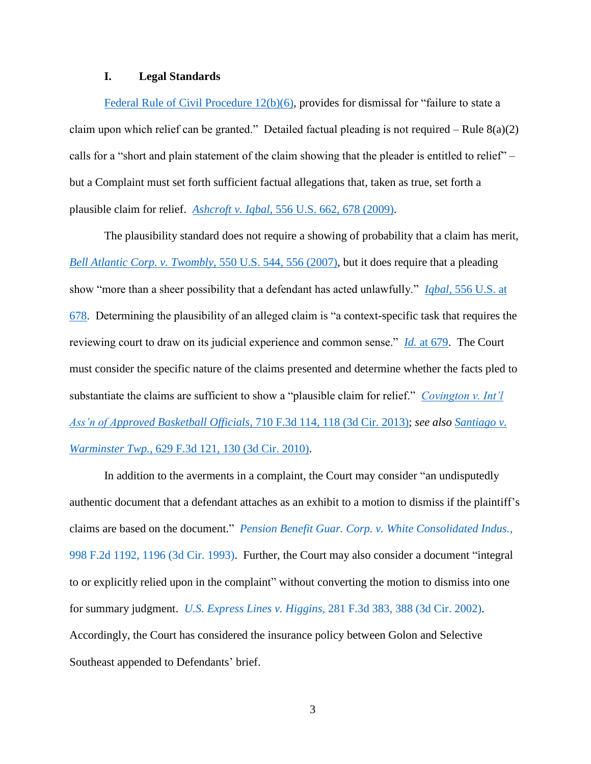## I. Legal Standards

Federal Rule of Civil Procedure 12(b)(6), provides for dismissal for "failure to state a claim upon which relief can be granted." Detailed factual pleading is not required – Rule 8(a)(2) calls for a "short and plain statement of the claim showing that the pleader is entitled to relief" – but a Complaint must set forth sufficient factual allegations that, taken as true, set forth a plausible claim for relief. *Ashcroft v. Iqbal*, 556 U.S. 662, 678 (2009).

The plausibility standard does not require a showing of probability that a claim has merit, *Bell Atlantic Corp. v. Twombly*, 550 U.S. 544, 556 (2007), but it does require that a pleading show "more than a sheer possibility that a defendant has acted unlawfully." *Iqbal*, 556 U.S. at 678. Determining the plausibility of an alleged claim is "a context-specific task that requires the reviewing court to draw on its judicial experience and common sense." *Id.* at 679. The Court must consider the specific nature of the claims presented and determine whether the facts pled to substantiate the claims are sufficient to show a "plausible claim for relief." *Covington v. Int'l Ass'n of Approved Basketball Officials*, 710 F.3d 114, 118 (3d Cir. 2013); *see also* Santiago v. Warminster Twp., 629 F.3d 121, 130 (3d Cir. 2010).

In addition to the averments in a complaint, the Court may consider "an undisputedly authentic document that a defendant attaches as an exhibit to a motion to dismiss if the plaintiff's claims are based on the document." *Pension Benefit Guar. Corp. v. White Consolidated Indus.*, 998 F.2d 1192, 1196 (3d Cir. 1993). Further, the Court may also consider a document "integral to or explicitly relied upon in the complaint" without converting the motion to dismiss into one for summary judgment. *U.S. Express Lines v. Higgins*, 281 F.3d 383, 388 (3d Cir. 2002). Accordingly, the Court has considered the insurance policy between Golon and Selective Southeast appended to Defendants' brief.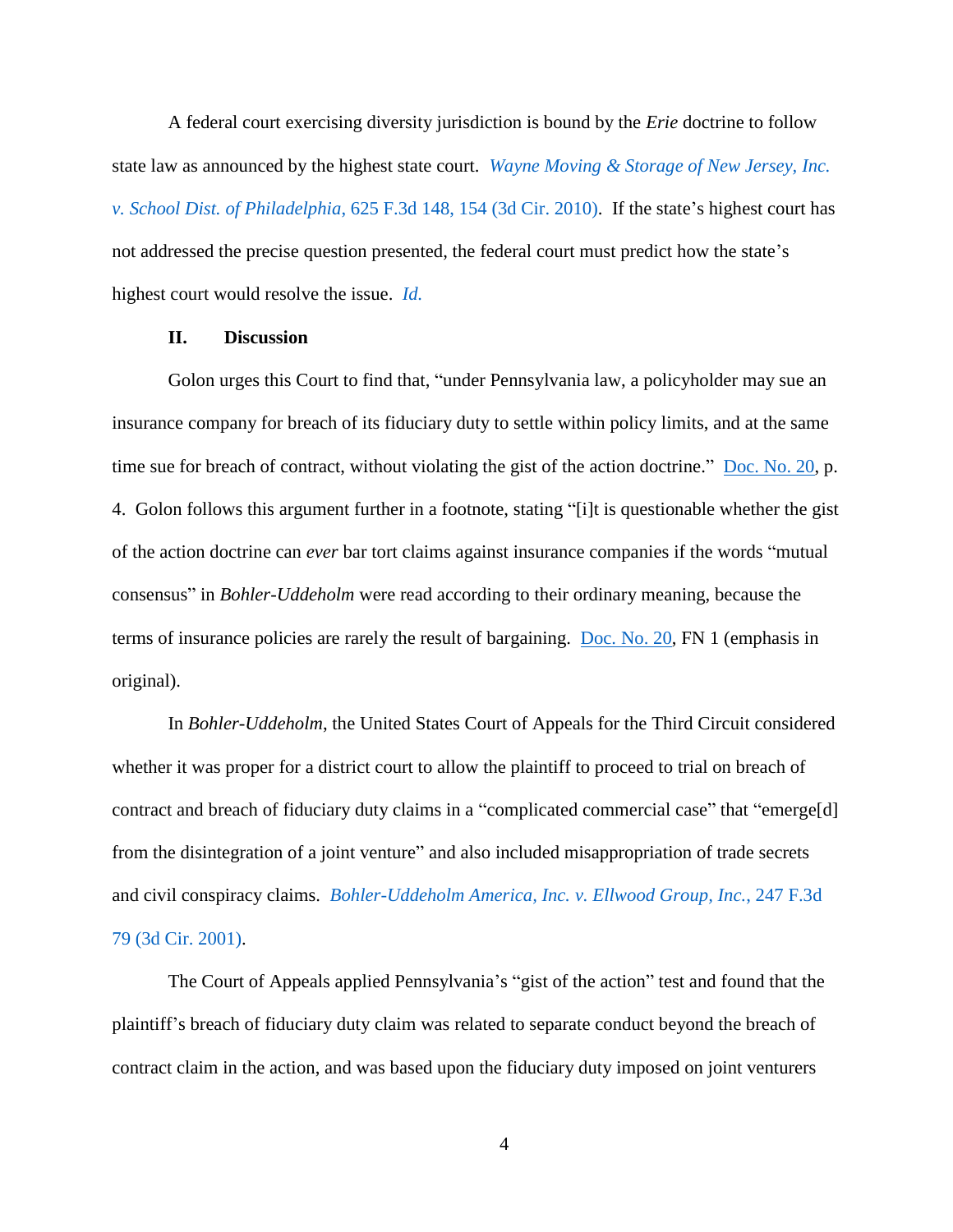A federal court exercising diversity jurisdiction is bound by the *Erie* doctrine to follow state law as announced by the highest state court. *Wayne Moving & Storage of New Jersey, Inc. v. School Dist. of Philadelphia*, 625 F.3d 148, 154 (3d Cir. 2010). If the state's highest court has not addressed the precise question presented, the federal court must predict how the state's highest court would resolve the issue. *Id.*

## II. Discussion

Golon urges this Court to find that, "under Pennsylvania law, a policyholder may sue an insurance company for breach of its fiduciary duty to settle within policy limits, and at the same time sue for breach of contract, without violating the gist of the action doctrine." Doc. No. 20, p. 4. Golon follows this argument further in a footnote, stating "[i]t is questionable whether the gist of the action doctrine can *ever* bar tort claims against insurance companies if the words "mutual consensus" in *Bohler-Uddeholm* were read according to their ordinary meaning, because the terms of insurance policies are rarely the result of bargaining. Doc. No. 20, FN 1 (emphasis in original).

In *Bohler-Uddeholm*, the United States Court of Appeals for the Third Circuit considered whether it was proper for a district court to allow the plaintiff to proceed to trial on breach of contract and breach of fiduciary duty claims in a "complicated commercial case" that "emerge[d] from the disintegration of a joint venture" and also included misappropriation of trade secrets and civil conspiracy claims. *Bohler-Uddeholm America, Inc. v. Ellwood Group, Inc.*, 247 F.3d 79 (3d Cir. 2001).

The Court of Appeals applied Pennsylvania's "gist of the action" test and found that the plaintiff's breach of fiduciary duty claim was related to separate conduct beyond the breach of contract claim in the action, and was based upon the fiduciary duty imposed on joint venturers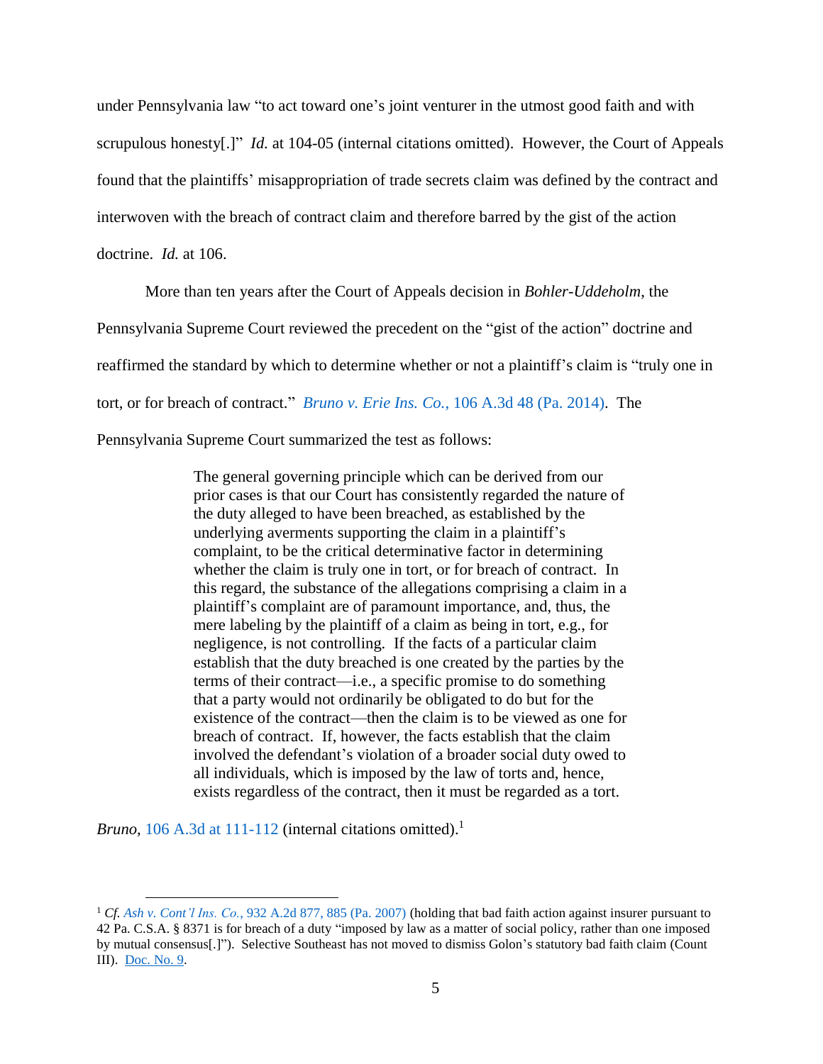under Pennsylvania law "to act toward one's joint venturer in the utmost good faith and with scrupulous honesty[.]" *Id.* at 104-05 (internal citations omitted). However, the Court of Appeals found that the plaintiffs' misappropriation of trade secrets claim was defined by the contract and interwoven with the breach of contract claim and therefore barred by the gist of the action doctrine. *Id.* at 106.

More than ten years after the Court of Appeals decision in *Bohler-Uddeholm*, the Pennsylvania Supreme Court reviewed the precedent on the "gist of the action" doctrine and reaffirmed the standard by which to determine whether or not a plaintiff's claim is "truly one in tort, or for breach of contract." *Bruno v. Erie Ins. Co.*, 106 A.3d 48 (Pa. 2014). The Pennsylvania Supreme Court summarized the test as follows:

> The general governing principle which can be derived from our prior cases is that our Court has consistently regarded the nature of the duty alleged to have been breached, as established by the underlying averments supporting the claim in a plaintiff's complaint, to be the critical determinative factor in determining whether the claim is truly one in tort, or for breach of contract. In this regard, the substance of the allegations comprising a claim in a plaintiff's complaint are of paramount importance, and, thus, the mere labeling by the plaintiff of a claim as being in tort, e.g., for negligence, is not controlling. If the facts of a particular claim establish that the duty breached is one created by the parties by the terms of their contract—i.e., a specific promise to do something that a party would not ordinarily be obligated to do but for the existence of the contract—then the claim is to be viewed as one for breach of contract. If, however, the facts establish that the claim involved the defendant's violation of a broader social duty owed to all individuals, which is imposed by the law of torts and, hence, exists regardless of the contract, then it must be regarded as a tort.

*Bruno*, 106 A.3d at 111-112 (internal citations omitted).[1]

---

[1] *Cf. Ash v. Cont'l Ins. Co.*, 932 A.2d 877, 885 (Pa. 2007) (holding that bad faith action against insurer pursuant to 42 Pa. C.S.A. § 8371 is for breach of a duty "imposed by law as a matter of social policy, rather than one imposed by mutual consensus[.]"). Selective Southeast has not moved to dismiss Golon's statutory bad faith claim (Count III). Doc. No. 9.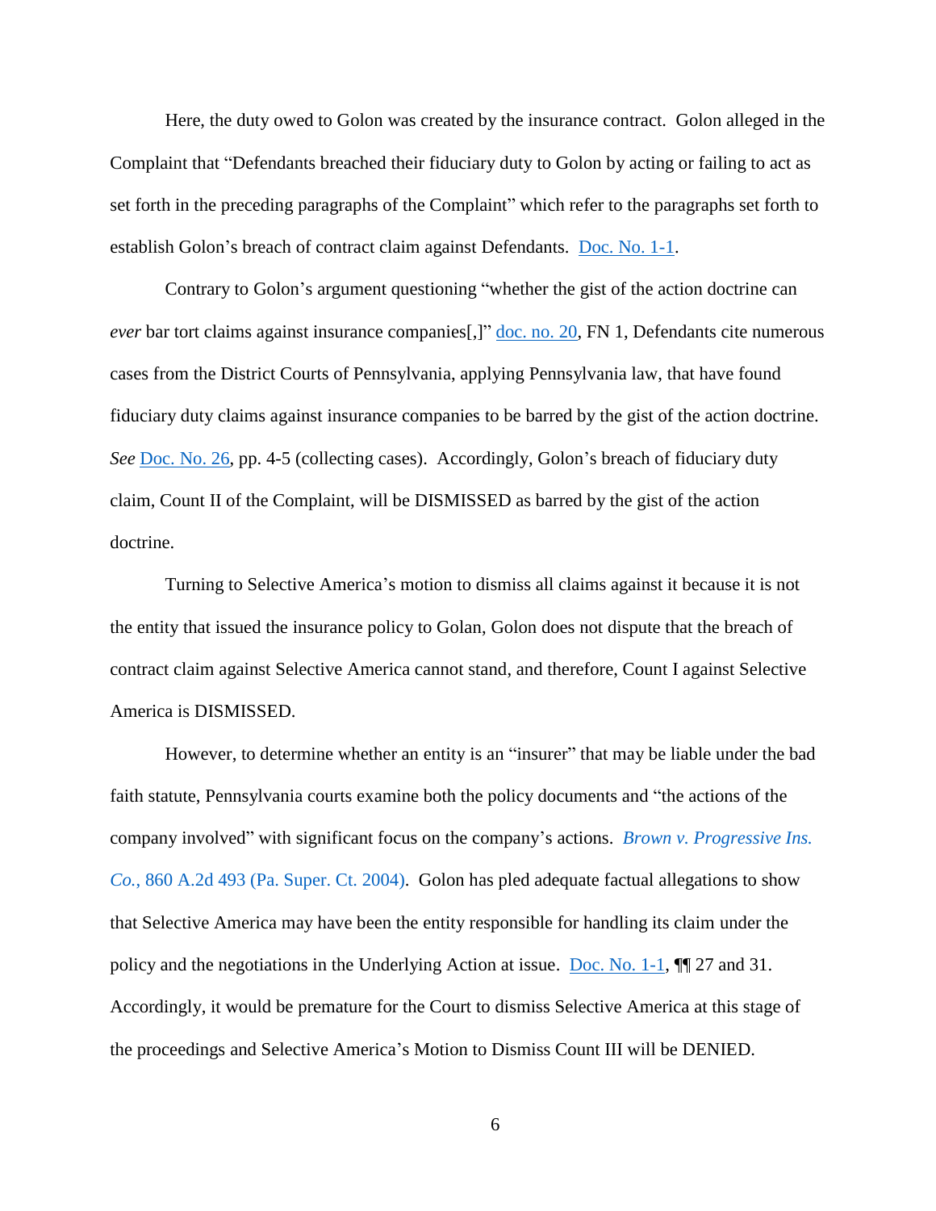Here, the duty owed to Golon was created by the insurance contract. Golon alleged in the Complaint that "Defendants breached their fiduciary duty to Golon by acting or failing to act as set forth in the preceding paragraphs of the Complaint" which refer to the paragraphs set forth to establish Golon's breach of contract claim against Defendants. Doc. No. 1-1.

Contrary to Golon's argument questioning "whether the gist of the action doctrine can *ever* bar tort claims against insurance companies[,]" doc. no. 20, FN 1, Defendants cite numerous cases from the District Courts of Pennsylvania, applying Pennsylvania law, that have found fiduciary duty claims against insurance companies to be barred by the gist of the action doctrine. *See* Doc. No. 26, pp. 4-5 (collecting cases). Accordingly, Golon's breach of fiduciary duty claim, Count II of the Complaint, will be DISMISSED as barred by the gist of the action doctrine.

Turning to Selective America's motion to dismiss all claims against it because it is not the entity that issued the insurance policy to Golan, Golon does not dispute that the breach of contract claim against Selective America cannot stand, and therefore, Count I against Selective America is DISMISSED.

However, to determine whether an entity is an "insurer" that may be liable under the bad faith statute, Pennsylvania courts examine both the policy documents and "the actions of the company involved" with significant focus on the company's actions. *Brown v. Progressive Ins. Co.*, 860 A.2d 493 (Pa. Super. Ct. 2004). Golon has pled adequate factual allegations to show that Selective America may have been the entity responsible for handling its claim under the policy and the negotiations in the Underlying Action at issue. Doc. No. 1-1, ¶¶ 27 and 31. Accordingly, it would be premature for the Court to dismiss Selective America at this stage of the proceedings and Selective America's Motion to Dismiss Count III will be DENIED.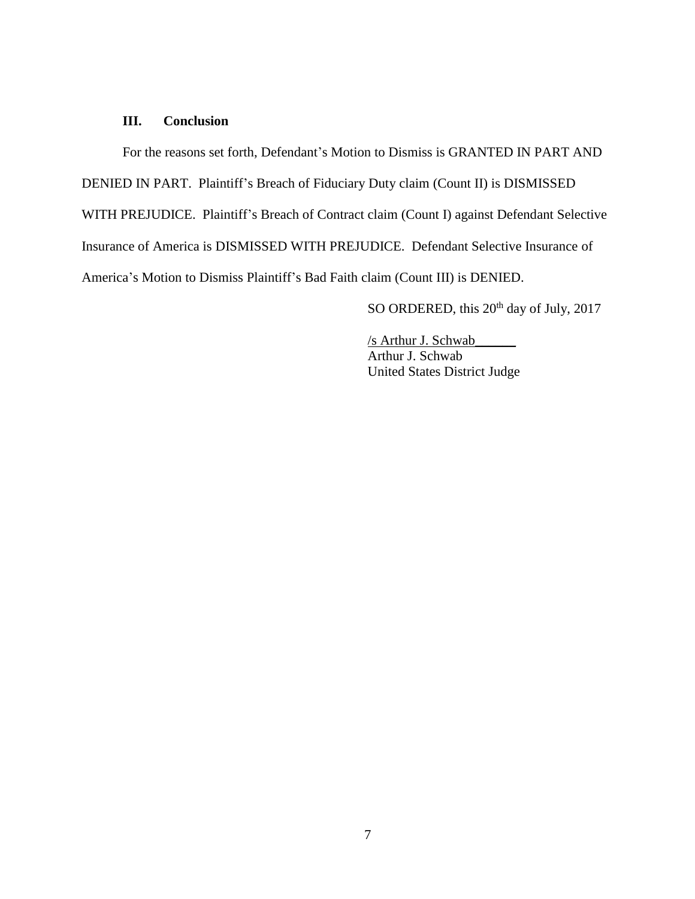### III. Conclusion

For the reasons set forth, Defendant's Motion to Dismiss is GRANTED IN PART AND DENIED IN PART. Plaintiff's Breach of Fiduciary Duty claim (Count II) is DISMISSED WITH PREJUDICE. Plaintiff's Breach of Contract claim (Count I) against Defendant Selective Insurance of America is DISMISSED WITH PREJUDICE. Defendant Selective Insurance of America's Motion to Dismiss Plaintiff's Bad Faith claim (Count III) is DENIED.

SO ORDERED, this 20th day of July, 2017

/s Arthur J. Schwab______
Arthur J. Schwab
United States District Judge